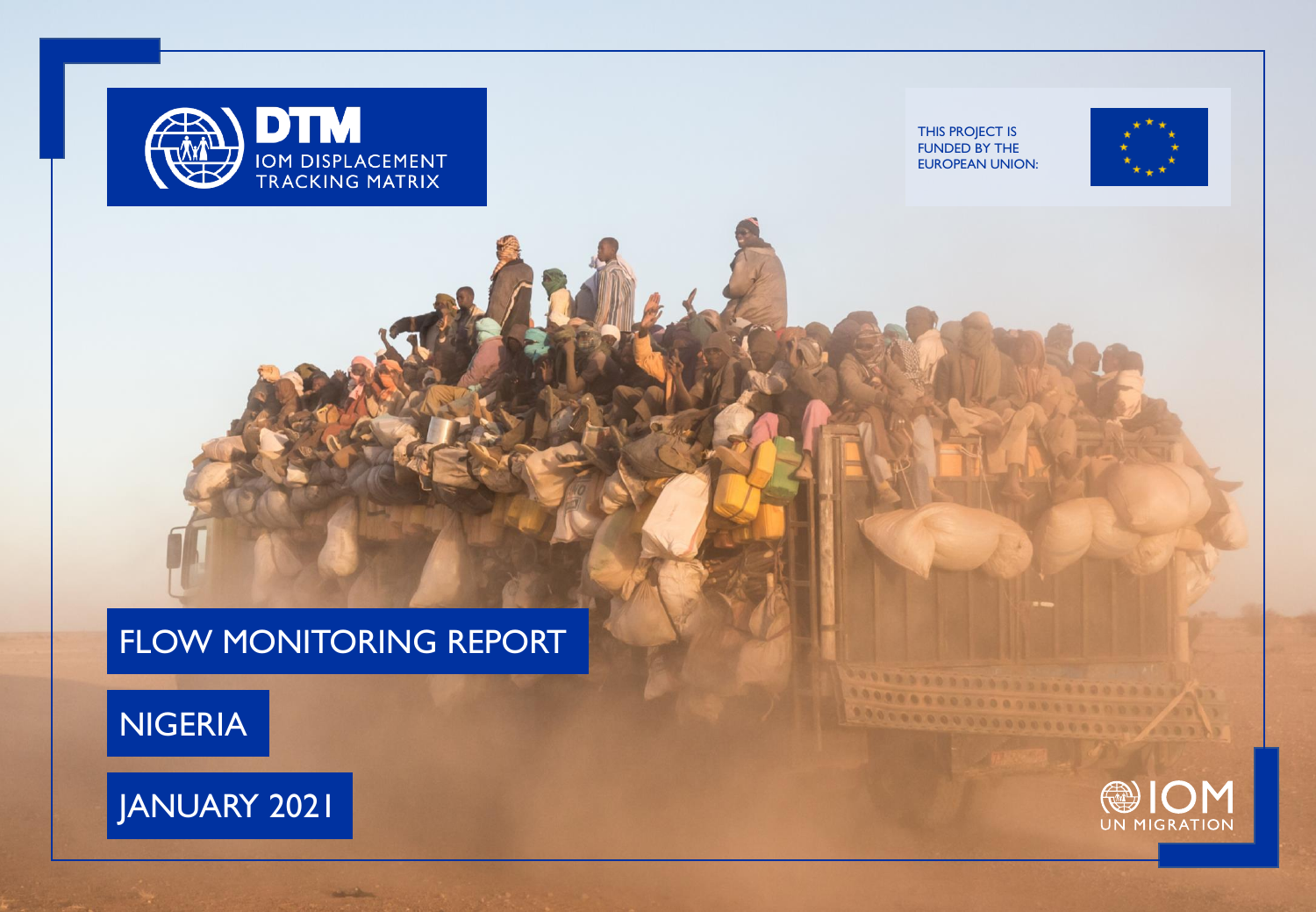DTM
IOM DISPLACEMENT TRACKING MATRIX

THIS PROJECT IS FUNDED BY THE EUROPEAN UNION:

# FLOW MONITORING REPORT

## NIGERIA

## JANUARY 2021

IOM
UN MIGRATION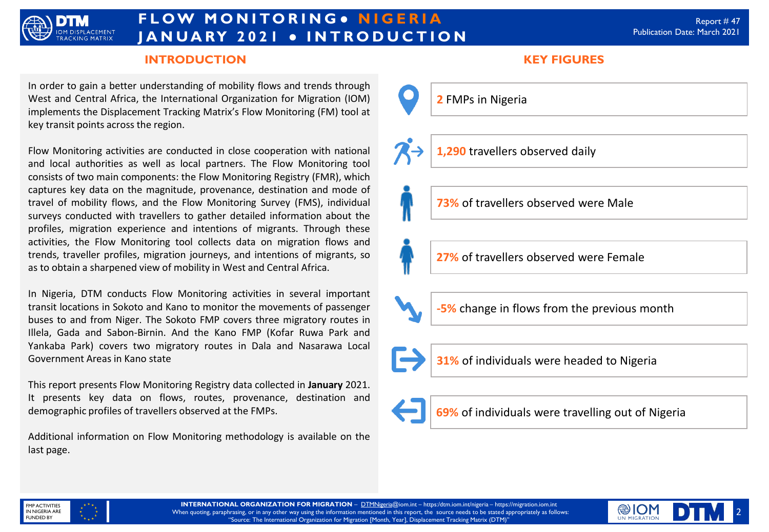# FLOW MONITORING • NIGERIA
# JANUARY 2021 • INTRODUCTION

Report # 47
Publication Date: March 2021

## INTRODUCTION

In order to gain a better understanding of mobility flows and trends through West and Central Africa, the International Organization for Migration (IOM) implements the Displacement Tracking Matrix's Flow Monitoring (FM) tool at key transit points across the region.

Flow Monitoring activities are conducted in close cooperation with national and local authorities as well as local partners. The Flow Monitoring tool consists of two main components: the Flow Monitoring Registry (FMR), which captures key data on the magnitude, provenance, destination and mode of travel of mobility flows, and the Flow Monitoring Survey (FMS), individual surveys conducted with travellers to gather detailed information about the profiles, migration experience and intentions of migrants. Through these activities, the Flow Monitoring tool collects data on migration flows and trends, traveller profiles, migration journeys, and intentions of migrants, so as to obtain a sharpened view of mobility in West and Central Africa.

In Nigeria, DTM conducts Flow Monitoring activities in several important transit locations in Sokoto and Kano to monitor the movements of passenger buses to and from Niger. The Sokoto FMP covers three migratory routes in Illela, Gada and Sabon-Birnin. And the Kano FMP (Kofar Ruwa Park and Yankaba Park) covers two migratory routes in Dala and Nasarawa Local Government Areas in Kano state

This report presents Flow Monitoring Registry data collected in **January** 2021. It presents key data on flows, routes, provenance, destination and demographic profiles of travellers observed at the FMPs.

Additional information on Flow Monitoring methodology is available on the last page.

## KEY FIGURES

- **2** FMPs in Nigeria
- **1,290** travellers observed daily
- **73%** of travellers observed were Male
- **27%** of travellers observed were Female
- **-5%** change in flows from the previous month
- **31%** of individuals were headed to Nigeria
- **69%** of individuals were travelling out of Nigeria

FMP ACTIVITIES IN NIGERIA ARE FUNDED BY

**INTERNATIONAL ORGANIZATION FOR MIGRATION** – DTMNigeria@iom.int – https://dtm.iom.int/nigeria – https://migration.iom.int
When quoting, paraphrasing, or in any other way using the information mentioned in this report, the source needs to be stated appropriately as follows: "Source: The International Organization for Migration [Month, Year], Displacement Tracking Matrix (DTM)"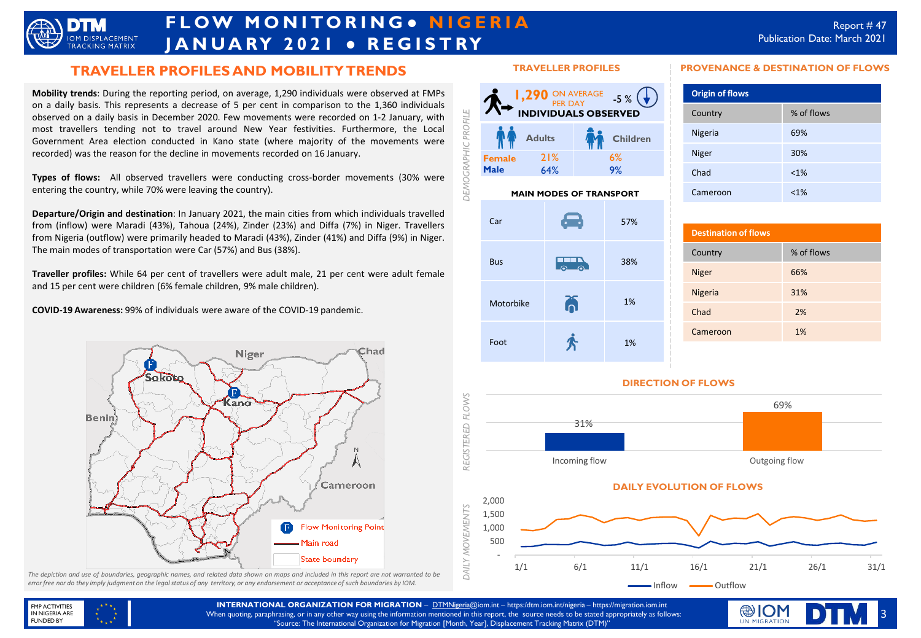# FLOW MONITORING • NIGERIA
# JANUARY 2021 • REGISTRY

Report # 47
Publication Date: March 2021

## TRAVELLER PROFILES AND MOBILITY TRENDS

**Mobility trends**: During the reporting period, on average, 1,290 individuals were observed at FMPs on a daily basis. This represents a decrease of 5 per cent in comparison to the 1,360 individuals observed on a daily basis in December 2020. Few movements were recorded on 1-2 January, with most travellers tending not to travel around New Year festivities. Furthermore, the Local Government Area election conducted in Kano state (where majority of the movements were recorded) was the reason for the decline in movements recorded on 16 January.

**Types of flows:** All observed travellers were conducting cross-border movements (30% were entering the country, while 70% were leaving the country).

**Departure/Origin and destination**: In January 2021, the main cities from which individuals travelled from (inflow) were Maradi (43%), Tahoua (24%), Zinder (23%) and Diffa (7%) in Niger. Travellers from Nigeria (outflow) were primarily headed to Maradi (43%), Zinder (41%) and Diffa (9%) in Niger. The main modes of transportation were Car (57%) and Bus (38%).

**Traveller profiles:** While 64 per cent of travellers were adult male, 21 per cent were adult female and 15 per cent were children (6% female children, 9% male children).

**COVID-19 Awareness:** 99% of individuals were aware of the COVID-19 pandemic.

Map labels: Niger, Chad, Sokoto, Kano, Benin, Cameroon. Legend: Flow Monitoring Point; Main road; State boundary

*The depiction and use of boundaries, geographic names, and related data shown on maps and included in this report are not warranted to be error free nor do they imply judgment on the legal status of any territory, or any endorsement or acceptance of such boundaries by IOM.*

## TRAVELLER PROFILES

### DEMOGRAPHIC PROFILE

**1,290** ON AVERAGE PER DAY — **INDIVIDUALS OBSERVED** (-5 %)

| | Adults | Children |
|---|---|---|
| Female | 21% | 6% |
| Male | 64% | 9% |

### MAIN MODES OF TRANSPORT

| Mode | % |
|---|---|
| Car | 57% |
| Bus | 38% |
| Motorbike | 1% |
| Foot | 1% |

## PROVENANCE & DESTINATION OF FLOWS

**Origin of flows**

| Country | % of flows |
|---|---|
| Nigeria | 69% |
| Niger | 30% |
| Chad | <1% |
| Cameroon | <1% |

**Destination of flows**

| Country | % of flows |
|---|---|
| Niger | 66% |
| Nigeria | 31% |
| Chad | 2% |
| Cameroon | 1% |

## DIRECTION OF FLOWS

REGISTERED FLOWS

| Flow | % |
|---|---|
| Incoming flow | 31% |
| Outgoing flow | 69% |

## DAILY EVOLUTION OF FLOWS

DAILY MOVEMENTS (1/1 – 31/1; Inflow, Outflow)

**INTERNATIONAL ORGANIZATION FOR MIGRATION** – DTMNigeria@iom.int – https://dtm.iom.int/nigeria – https://migration.iom.int
When quoting, paraphrasing, or in any other way using the information mentioned in this report, the source needs to be stated appropriately as follows: "Source: The International Organization for Migration [Month, Year], Displacement Tracking Matrix (DTM)"

FMP ACTIVITIES IN NIGERIA ARE FUNDED BY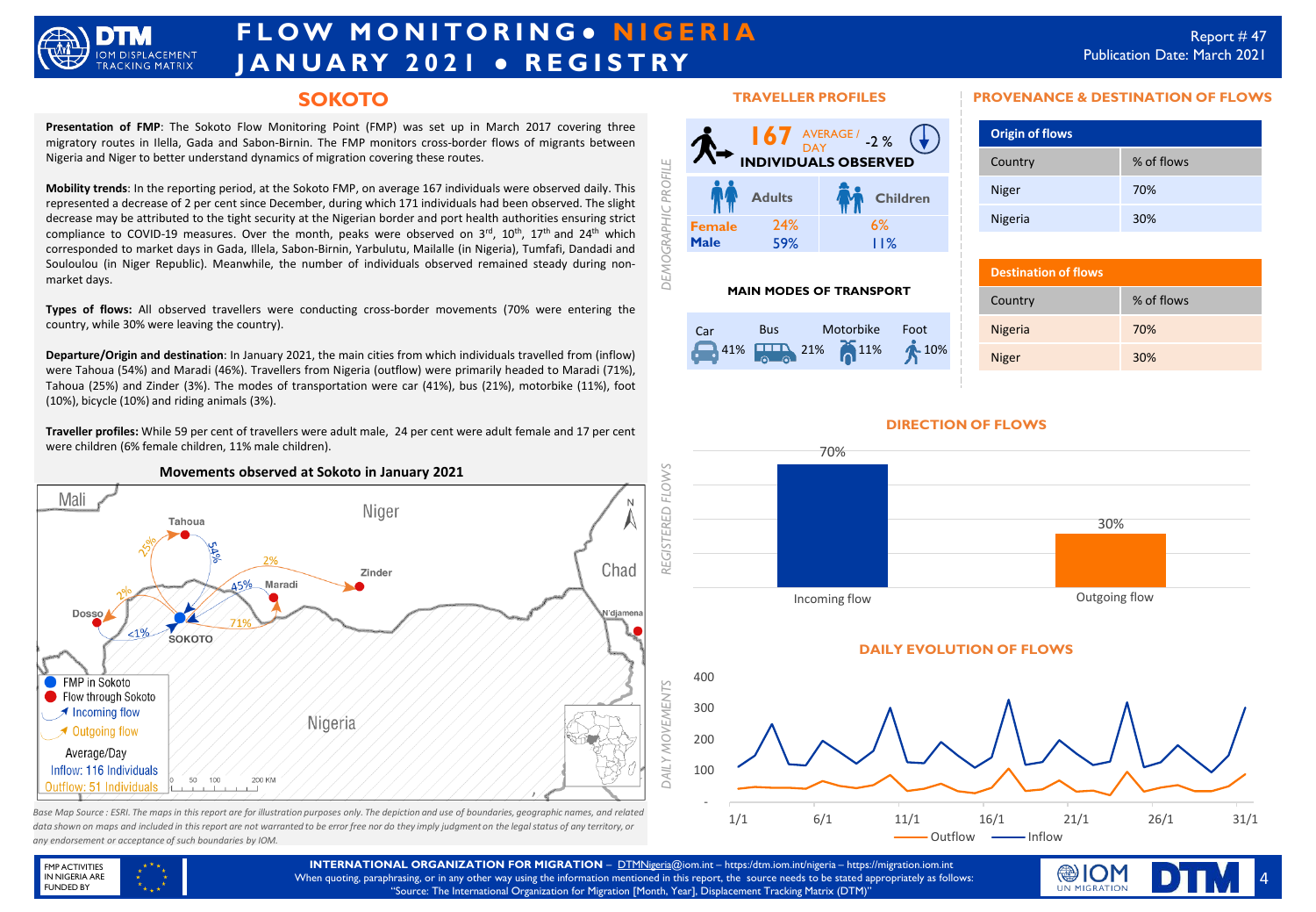# FLOW MONITORING • NIGERIA
# JANUARY 2021 • REGISTRY

Report # 47
Publication Date: March 2021

## SOKOTO

**Presentation of FMP**: The Sokoto Flow Monitoring Point (FMP) was set up in March 2017 covering three migratory routes in Ilella, Gada and Sabon-Birnin. The FMP monitors cross-border flows of migrants between Nigeria and Niger to better understand dynamics of migration covering these routes.

**Mobility trends**: In the reporting period, at the Sokoto FMP, on average 167 individuals were observed daily. This represented a decrease of 2 per cent since December, during which 171 individuals had been observed. The slight decrease may be attributed to the tight security at the Nigerian border and port health authorities ensuring strict compliance to COVID-19 measures. Over the month, peaks were observed on 3rd, 10th, 17th and 24th which corresponded to market days in Gada, Illela, Sabon-Birnin, Yarbulutu, Mailalle (in Nigeria), Tumfafi, Dandadi and Souloulou (in Niger Republic). Meanwhile, the number of individuals observed remained steady during non-market days.

**Types of flows:** All observed travellers were conducting cross-border movements (70% were entering the country, while 30% were leaving the country).

**Departure/Origin and destination**: In January 2021, the main cities from which individuals travelled from (inflow) were Tahoua (54%) and Maradi (46%). Travellers from Nigeria (outflow) were primarily headed to Maradi (71%), Tahoua (25%) and Zinder (3%). The modes of transportation were car (41%), bus (21%), motorbike (11%), foot (10%), bicycle (10%) and riding animals (3%).

**Traveller profiles:** While 59 per cent of travellers were adult male, 24 per cent were adult female and 17 per cent were children (6% female children, 11% male children).

### Movements observed at Sokoto in January 2021

Map labels: Mali, Niger, Chad, Nigeria, Tahoua, Zinder, Maradi, Dosso, SOKOTO, N'djamena. Flows: Tahoua 54% (inflow), 25% (outflow); Maradi 45% (inflow), 71% (outflow); Zinder 2%; Dosso 2% (outflow), <1% (inflow).

Legend: FMP in Sokoto; Flow through Sokoto; Incoming flow; Outgoing flow. Average/Day — Inflow: 116 Individuals; Outflow: 51 Individuals. Scale: 0 50 100 200 KM

*Base Map Source : ESRI. The maps in this report are for illustration purposes only. The depiction and use of boundaries, geographic names, and related data shown on maps and included in this report are not warranted to be error free nor do they imply judgment on the legal status of any territory, or any endorsement or acceptance of such boundaries by IOM.*

## TRAVELLER PROFILES

**167** AVERAGE / DAY -2 %
**INDIVIDUALS OBSERVED**

*DEMOGRAPHIC PROFILE*

| | Adults | Children |
|---|---|---|
| Female | 24% | 6% |
| Male | 59% | 11% |

### MAIN MODES OF TRANSPORT

| Car | Bus | Motorbike | Foot |
|---|---|---|---|
| 41% | 21% | 11% | 10% |

## PROVENANCE & DESTINATION OF FLOWS

| Origin of flows | |
|---|---|
| Country | % of flows |
| Niger | 70% |
| Nigeria | 30% |

| Destination of flows | |
|---|---|
| Country | % of flows |
| Nigeria | 70% |
| Niger | 30% |

## DIRECTION OF FLOWS

*REGISTERED FLOWS*

| Incoming flow | Outgoing flow |
|---|---|
| 70% | 30% |

## DAILY EVOLUTION OF FLOWS

*DAILY MOVEMENTS*

Line chart (Outflow, Inflow) from 1/1 to 31/1; y-axis: -, 100, 200, 300, 400.

**INTERNATIONAL ORGANIZATION FOR MIGRATION** – DTMNigeria@iom.int – https://dtm.iom.int/nigeria – https://migration.iom.int
When quoting, paraphrasing, or in any other way using the information mentioned in this report, the source needs to be stated appropriately as follows: "Source: The International Organization for Migration [Month, Year], Displacement Tracking Matrix (DTM)"

FMP ACTIVITIES IN NIGERIA ARE FUNDED BY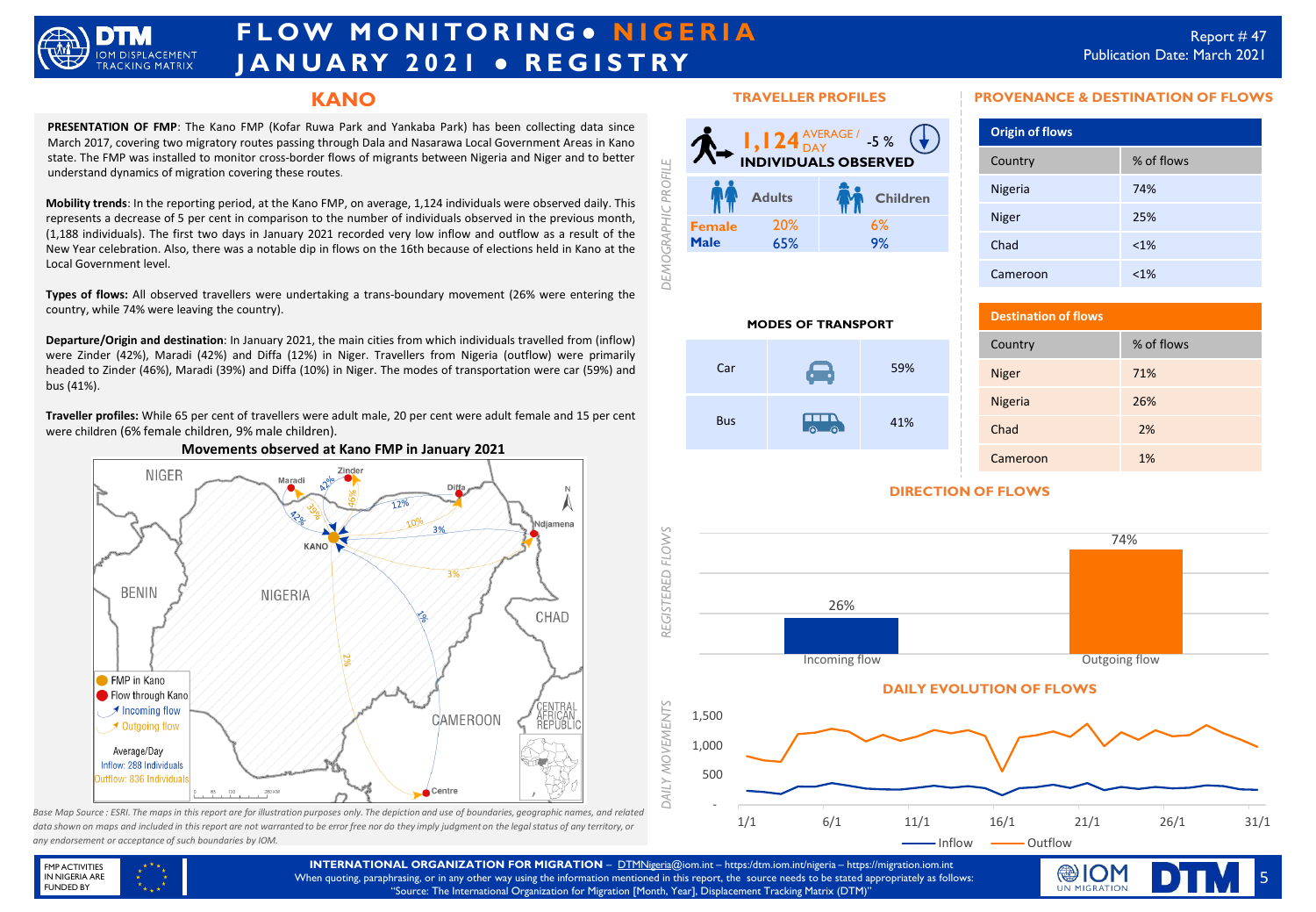# FLOW MONITORING • NIGERIA JANUARY 2021 • REGISTRY

Report # 47
Publication Date: March 2021

## KANO

**PRESENTATION OF FMP**: The Kano FMP (Kofar Ruwa Park and Yankaba Park) has been collecting data since March 2017, covering two migratory routes passing through Dala and Nasarawa Local Government Areas in Kano state. The FMP was installed to monitor cross-border flows of migrants between Nigeria and Niger and to better understand dynamics of migration covering these routes.

**Mobility trends**: In the reporting period, at the Kano FMP, on average, 1,124 individuals were observed daily. This represents a decrease of 5 per cent in comparison to the number of individuals observed in the previous month, (1,188 individuals). The first two days in January 2021 recorded very low inflow and outflow as a result of the New Year celebration. Also, there was a notable dip in flows on the 16th because of elections held in Kano at the Local Government level.

**Types of flows:** All observed travellers were undertaking a trans-boundary movement (26% were entering the country, while 74% were leaving the country).

**Departure/Origin and destination**: In January 2021, the main cities from which individuals travelled from (inflow) were Zinder (42%), Maradi (42%) and Diffa (12%) in Niger. Travellers from Nigeria (outflow) were primarily headed to Zinder (46%), Maradi (39%) and Diffa (10%) in Niger. The modes of transportation were car (59%) and bus (41%).

**Traveller profiles:** While 65 per cent of travellers were adult male, 20 per cent were adult female and 15 per cent were children (6% female children, 9% male children).

### Movements observed at Kano FMP in January 2021

Map legend: FMP in Kano; Flow through Kano; Incoming flow; Outgoing flow. Average/Day — Inflow: 288 Individuals; Outflow: 836 Individuals

*Base Map Source : ESRI. The maps in this report are for illustration purposes only. The depiction and use of boundaries, geographic names, and related data shown on maps and included in this report are not warranted to be error free nor do they imply judgment on the legal status of any territory, or any endorsement or acceptance of such boundaries by IOM.*

## TRAVELLER PROFILES

**1,124** AVERAGE / DAY — INDIVIDUALS OBSERVED (-5 %)

| | Adults | Children |
|---|---|---|
| Female | 20% | 6% |
| Male | 65% | 9% |

### MODES OF TRANSPORT

| Mode | % |
|---|---|
| Car | 59% |
| Bus | 41% |

## PROVENANCE & DESTINATION OF FLOWS

**Origin of flows**

| Country | % of flows |
|---|---|
| Nigeria | 74% |
| Niger | 25% |
| Chad | <1% |
| Cameroon | <1% |

**Destination of flows**

| Country | % of flows |
|---|---|
| Niger | 71% |
| Nigeria | 26% |
| Chad | 2% |
| Cameroon | 1% |

## DIRECTION OF FLOWS

| Incoming flow | Outgoing flow |
|---|---|
| 26% | 74% |

## DAILY EVOLUTION OF FLOWS

Daily movements chart, 1/1 to 31/1 (Inflow, Outflow).

**INTERNATIONAL ORGANIZATION FOR MIGRATION** – DTMNigeria@iom.int – https://dtm.iom.int/nigeria – https://migration.iom.int
When quoting, paraphrasing, or in any other way using the information mentioned in this report, the source needs to be stated appropriately as follows: "Source: The International Organization for Migration [Month, Year], Displacement Tracking Matrix (DTM)"

FMP ACTIVITIES IN NIGERIA ARE FUNDED BY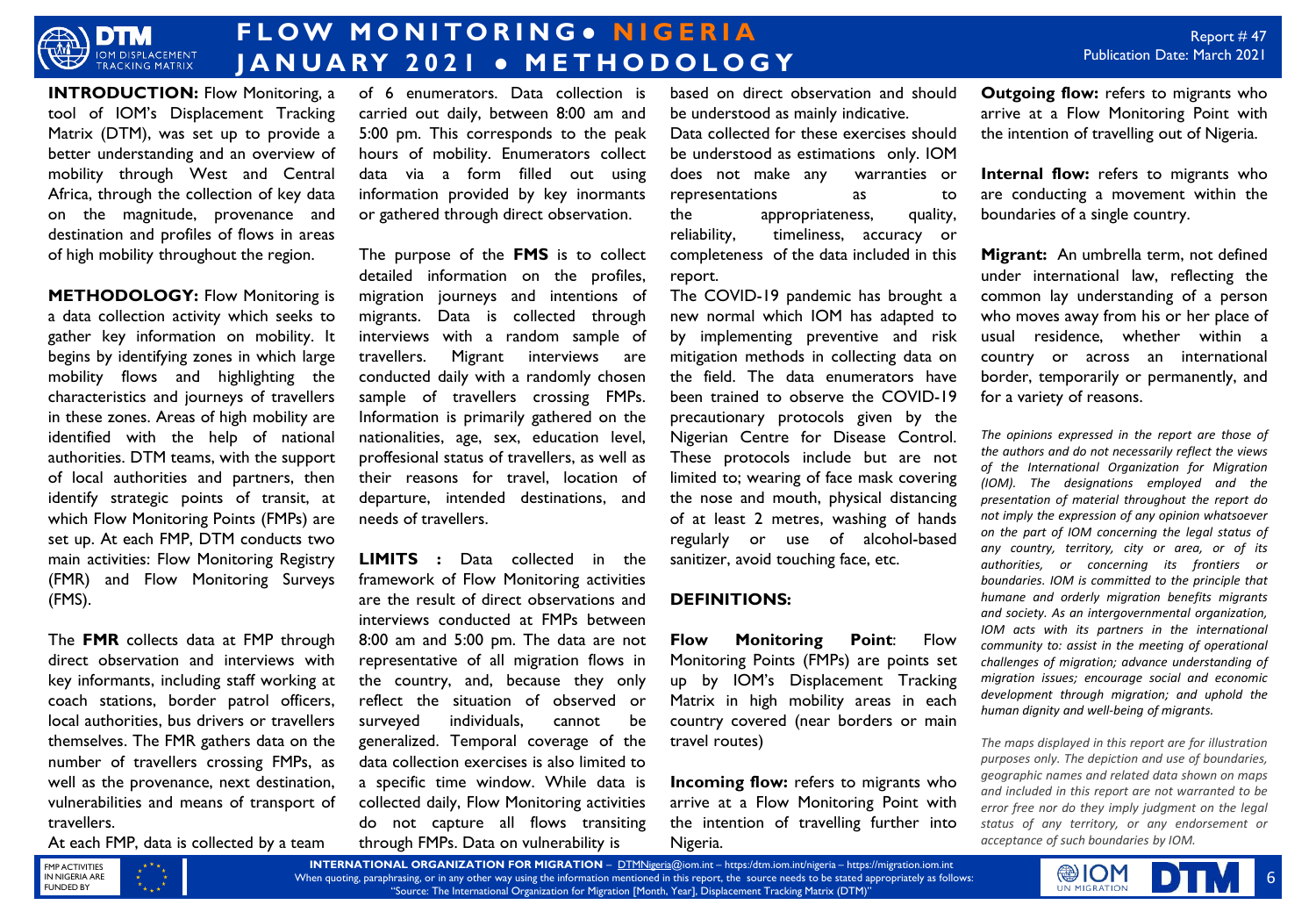# FLOW MONITORING • NIGERIA
# JANUARY 2021 • METHODOLOGY

Report # 47
Publication Date: March 2021

**INTRODUCTION:** Flow Monitoring, a tool of IOM's Displacement Tracking Matrix (DTM), was set up to provide a better understanding and an overview of mobility through West and Central Africa, through the collection of key data on the magnitude, provenance and destination and profiles of flows in areas of high mobility throughout the region.

**METHODOLOGY:** Flow Monitoring is a data collection activity which seeks to gather key information on mobility. It begins by identifying zones in which large mobility flows and highlighting the characteristics and journeys of travellers in these zones. Areas of high mobility are identified with the help of national authorities. DTM teams, with the support of local authorities and partners, then identify strategic points of transit, at which Flow Monitoring Points (FMPs) are set up. At each FMP, DTM conducts two main activities: Flow Monitoring Registry (FMR) and Flow Monitoring Surveys (FMS).

The **FMR** collects data at FMP through direct observation and interviews with key informants, including staff working at coach stations, border patrol officers, local authorities, bus drivers or travellers themselves. The FMR gathers data on the number of travellers crossing FMPs, as well as the provenance, next destination, vulnerabilities and means of transport of travellers.

At each FMP, data is collected by a team of 6 enumerators. Data collection is carried out daily, between 8:00 am and 5:00 pm. This corresponds to the peak hours of mobility. Enumerators collect data via a form filled out using information provided by key inormants or gathered through direct observation.

The purpose of the **FMS** is to collect detailed information on the profiles, migration journeys and intentions of migrants. Data is collected through interviews with a random sample of travellers. Migrant interviews are conducted daily with a randomly chosen sample of travellers crossing FMPs. Information is primarily gathered on the nationalities, age, sex, education level, proffesional status of travellers, as well as their reasons for travel, location of departure, intended destinations, and needs of travellers.

**LIMITS :** Data collected in the framework of Flow Monitoring activities are the result of direct observations and interviews conducted at FMPs between 8:00 am and 5:00 pm. The data are not representative of all migration flows in the country, and, because they only reflect the situation of observed or surveyed individuals, cannot be generalized. Temporal coverage of the data collection exercises is also limited to a specific time window. While data is collected daily, Flow Monitoring activities do not capture all flows transiting through FMPs. Data on vulnerability is based on direct observation and should be understood as mainly indicative.

Data collected for these exercises should be understood as estimations only. IOM does not make any warranties or representations as to the appropriateness, quality, reliability, timeliness, accuracy or completeness of the data included in this report.

The COVID-19 pandemic has brought a new normal which IOM has adapted to by implementing preventive and risk mitigation methods in collecting data on the field. The data enumerators have been trained to observe the COVID-19 precautionary protocols given by the Nigerian Centre for Disease Control. These protocols include but are not limited to; wearing of face mask covering the nose and mouth, physical distancing of at least 2 metres, washing of hands regularly or use of alcohol-based sanitizer, avoid touching face, etc.

## DEFINITIONS:

**Flow Monitoring Point**: Flow Monitoring Points (FMPs) are points set up by IOM's Displacement Tracking Matrix in high mobility areas in each country covered (near borders or main travel routes)

**Incoming flow:** refers to migrants who arrive at a Flow Monitoring Point with the intention of travelling further into Nigeria.

**Outgoing flow:** refers to migrants who arrive at a Flow Monitoring Point with the intention of travelling out of Nigeria.

**Internal flow:** refers to migrants who are conducting a movement within the boundaries of a single country.

**Migrant:** An umbrella term, not defined under international law, reflecting the common lay understanding of a person who moves away from his or her place of usual residence, whether within a country or across an international border, temporarily or permanently, and for a variety of reasons.

*The opinions expressed in the report are those of the authors and do not necessarily reflect the views of the International Organization for Migration (IOM). The designations employed and the presentation of material throughout the report do not imply the expression of any opinion whatsoever on the part of IOM concerning the legal status of any country, territory, city or area, or of its authorities, or concerning its frontiers or boundaries. IOM is committed to the principle that humane and orderly migration benefits migrants and society. As an intergovernmental organization, IOM acts with its partners in the international community to: assist in the meeting of operational challenges of migration; advance understanding of migration issues; encourage social and economic development through migration; and uphold the human dignity and well-being of migrants.*

*The maps displayed in this report are for illustration purposes only. The depiction and use of boundaries, geographic names and related data shown on maps and included in this report are not warranted to be error free nor do they imply judgment on the legal status of any territory, or any endorsement or acceptance of such boundaries by IOM.*

FMP ACTIVITIES IN NIGERIA ARE FUNDED BY

**INTERNATIONAL ORGANIZATION FOR MIGRATION** – DTMNigeria@iom.int – https:/dtm.iom.int/nigeria – https://migration.iom.int
When quoting, paraphrasing, or in any other way using the information mentioned in this report, the source needs to be stated appropriately as follows: "Source: The International Organization for Migration [Month, Year], Displacement Tracking Matrix (DTM)"